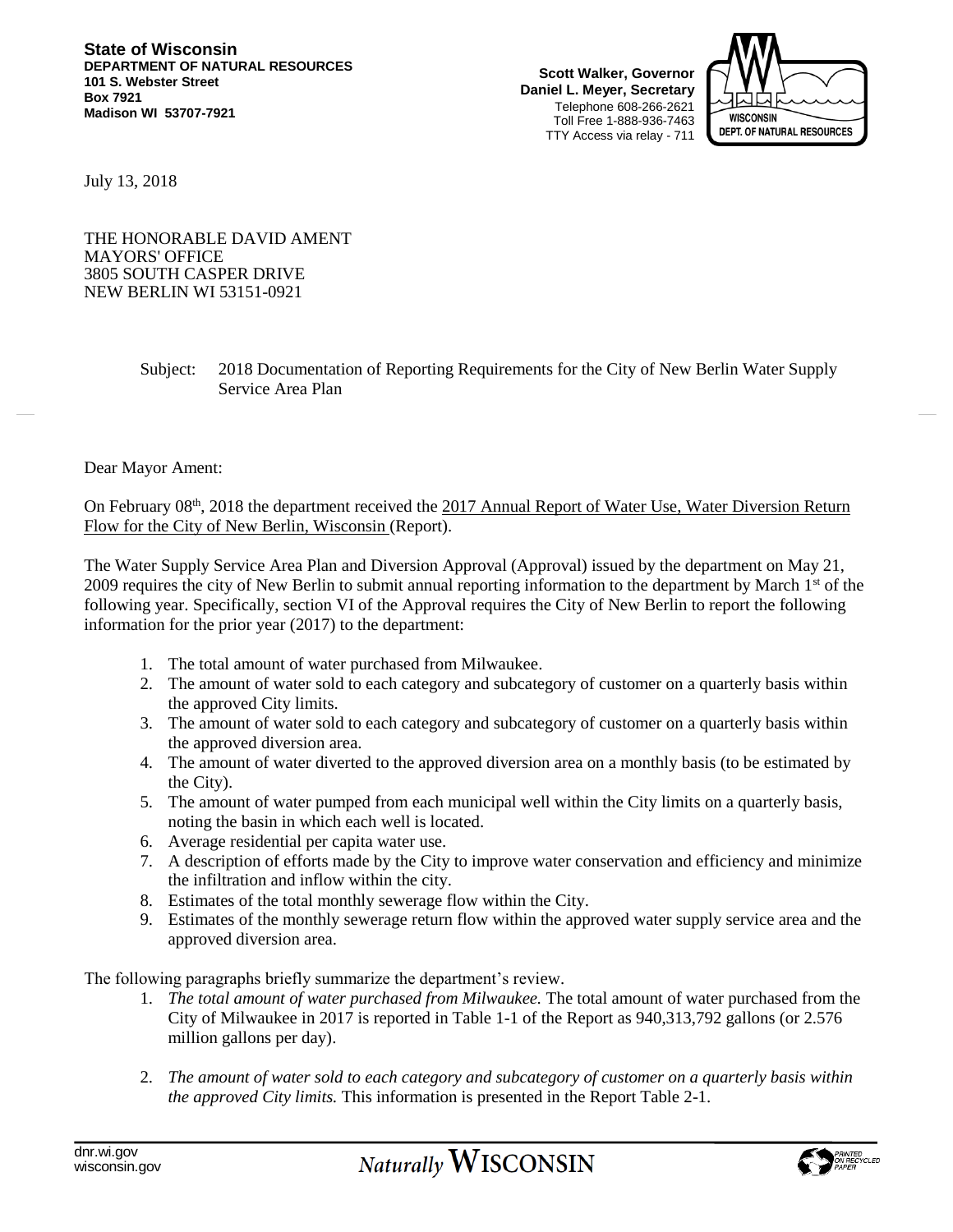**State of Wisconsin**
**DEPARTMENT OF NATURAL RESOURCES**
**101 S. Webster Street**
**Box 7921**
**Madison WI 53707-7921**

**Scott Walker, Governor**
**Daniel L. Meyer, Secretary**
Telephone 608-266-2621
Toll Free 1-888-936-7463
TTY Access via relay - 711

July 13, 2018

THE HONORABLE DAVID AMENT
MAYORS' OFFICE
3805 SOUTH CASPER DRIVE
NEW BERLIN WI 53151-0921

Subject: 2018 Documentation of Reporting Requirements for the City of New Berlin Water Supply Service Area Plan

Dear Mayor Ament:

On February 08th, 2018 the department received the 2017 Annual Report of Water Use, Water Diversion Return Flow for the City of New Berlin, Wisconsin (Report).

The Water Supply Service Area Plan and Diversion Approval (Approval) issued by the department on May 21, 2009 requires the city of New Berlin to submit annual reporting information to the department by March 1st of the following year. Specifically, section VI of the Approval requires the City of New Berlin to report the following information for the prior year (2017) to the department:

1. The total amount of water purchased from Milwaukee.
2. The amount of water sold to each category and subcategory of customer on a quarterly basis within the approved City limits.
3. The amount of water sold to each category and subcategory of customer on a quarterly basis within the approved diversion area.
4. The amount of water diverted to the approved diversion area on a monthly basis (to be estimated by the City).
5. The amount of water pumped from each municipal well within the City limits on a quarterly basis, noting the basin in which each well is located.
6. Average residential per capita water use.
7. A description of efforts made by the City to improve water conservation and efficiency and minimize the infiltration and inflow within the city.
8. Estimates of the total monthly sewerage flow within the City.
9. Estimates of the monthly sewerage return flow within the approved water supply service area and the approved diversion area.

The following paragraphs briefly summarize the department's review.

1. *The total amount of water purchased from Milwaukee.* The total amount of water purchased from the City of Milwaukee in 2017 is reported in Table 1-1 of the Report as 940,313,792 gallons (or 2.576 million gallons per day).

2. *The amount of water sold to each category and subcategory of customer on a quarterly basis within the approved City limits.* This information is presented in the Report Table 2-1.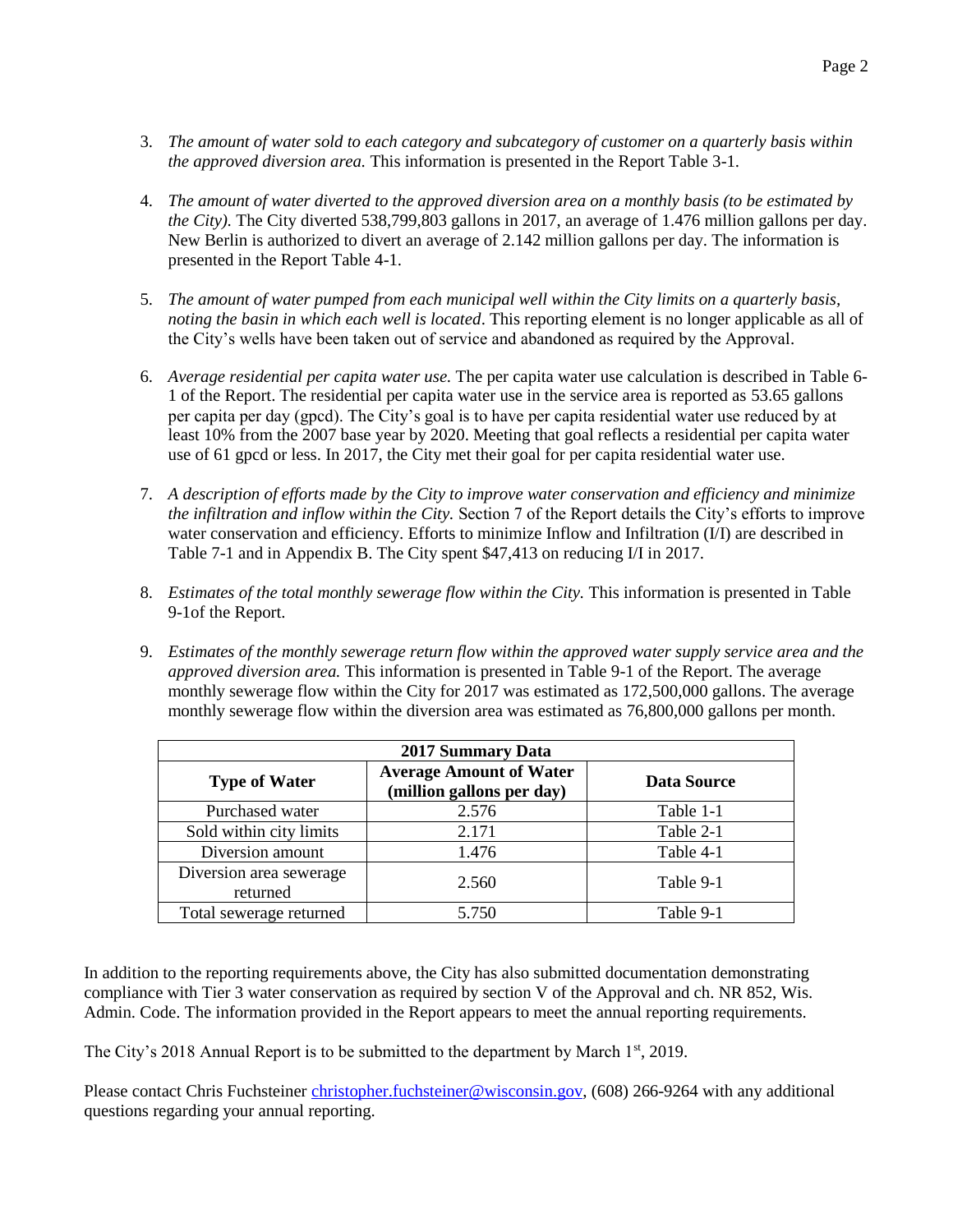3. *The amount of water sold to each category and subcategory of customer on a quarterly basis within the approved diversion area.* This information is presented in the Report Table 3-1.

4. *The amount of water diverted to the approved diversion area on a monthly basis (to be estimated by the City).* The City diverted 538,799,803 gallons in 2017, an average of 1.476 million gallons per day. New Berlin is authorized to divert an average of 2.142 million gallons per day. The information is presented in the Report Table 4-1.

5. *The amount of water pumped from each municipal well within the City limits on a quarterly basis, noting the basin in which each well is located*. This reporting element is no longer applicable as all of the City's wells have been taken out of service and abandoned as required by the Approval.

6. *Average residential per capita water use.* The per capita water use calculation is described in Table 6-1 of the Report. The residential per capita water use in the service area is reported as 53.65 gallons per capita per day (gpcd). The City's goal is to have per capita residential water use reduced by at least 10% from the 2007 base year by 2020. Meeting that goal reflects a residential per capita water use of 61 gpcd or less. In 2017, the City met their goal for per capita residential water use.

7. *A description of efforts made by the City to improve water conservation and efficiency and minimize the infiltration and inflow within the City.* Section 7 of the Report details the City's efforts to improve water conservation and efficiency. Efforts to minimize Inflow and Infiltration (I/I) are described in Table 7-1 and in Appendix B. The City spent $47,413 on reducing I/I in 2017.

8. *Estimates of the total monthly sewerage flow within the City.* This information is presented in Table 9-1of the Report.

9. *Estimates of the monthly sewerage return flow within the approved water supply service area and the approved diversion area.* This information is presented in Table 9-1 of the Report. The average monthly sewerage flow within the City for 2017 was estimated as 172,500,000 gallons. The average monthly sewerage flow within the diversion area was estimated as 76,800,000 gallons per month.

| 2017 Summary Data | | |
|---|---|---|
| **Type of Water** | **Average Amount of Water (million gallons per day)** | **Data Source** |
| Purchased water | 2.576 | Table 1-1 |
| Sold within city limits | 2.171 | Table 2-1 |
| Diversion amount | 1.476 | Table 4-1 |
| Diversion area sewerage returned | 2.560 | Table 9-1 |
| Total sewerage returned | 5.750 | Table 9-1 |

In addition to the reporting requirements above, the City has also submitted documentation demonstrating compliance with Tier 3 water conservation as required by section V of the Approval and ch. NR 852, Wis. Admin. Code. The information provided in the Report appears to meet the annual reporting requirements.

The City's 2018 Annual Report is to be submitted to the department by March 1st, 2019.

Please contact Chris Fuchsteiner christopher.fuchsteiner@wisconsin.gov, (608) 266-9264 with any additional questions regarding your annual reporting.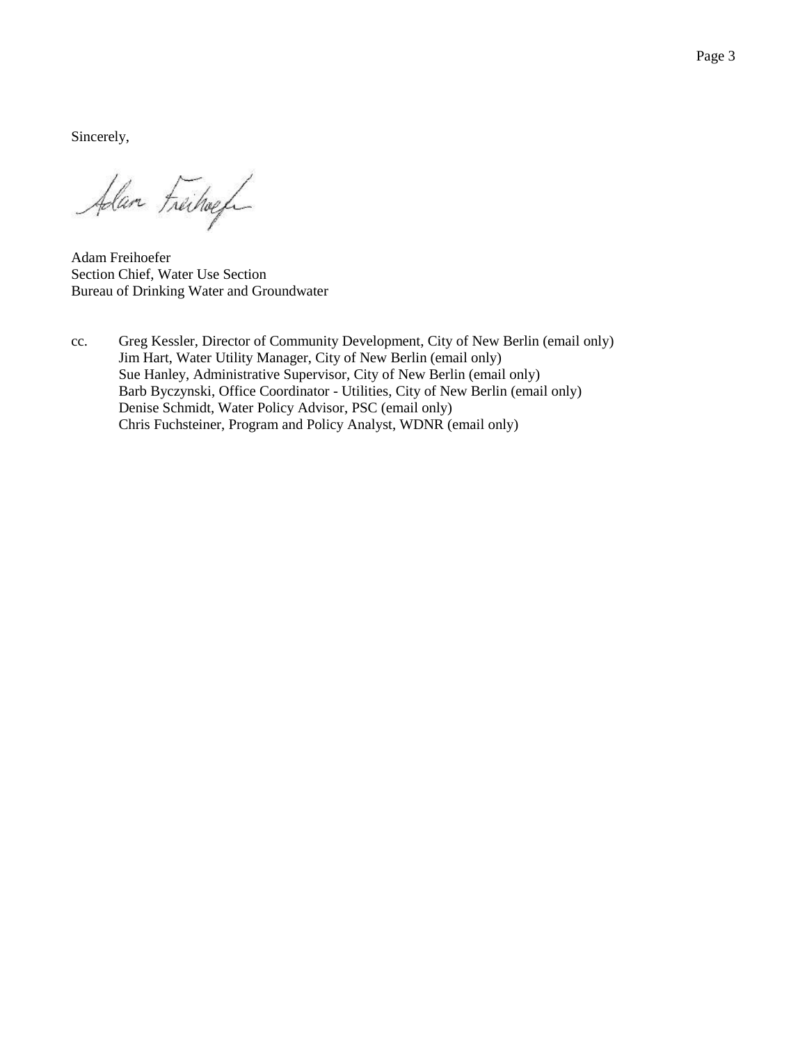Sincerely,

Adam Freihoefer
Section Chief, Water Use Section
Bureau of Drinking Water and Groundwater

cc. Greg Kessler, Director of Community Development, City of New Berlin (email only)
Jim Hart, Water Utility Manager, City of New Berlin (email only)
Sue Hanley, Administrative Supervisor, City of New Berlin (email only)
Barb Byczynski, Office Coordinator - Utilities, City of New Berlin (email only)
Denise Schmidt, Water Policy Advisor, PSC (email only)
Chris Fuchsteiner, Program and Policy Analyst, WDNR (email only)